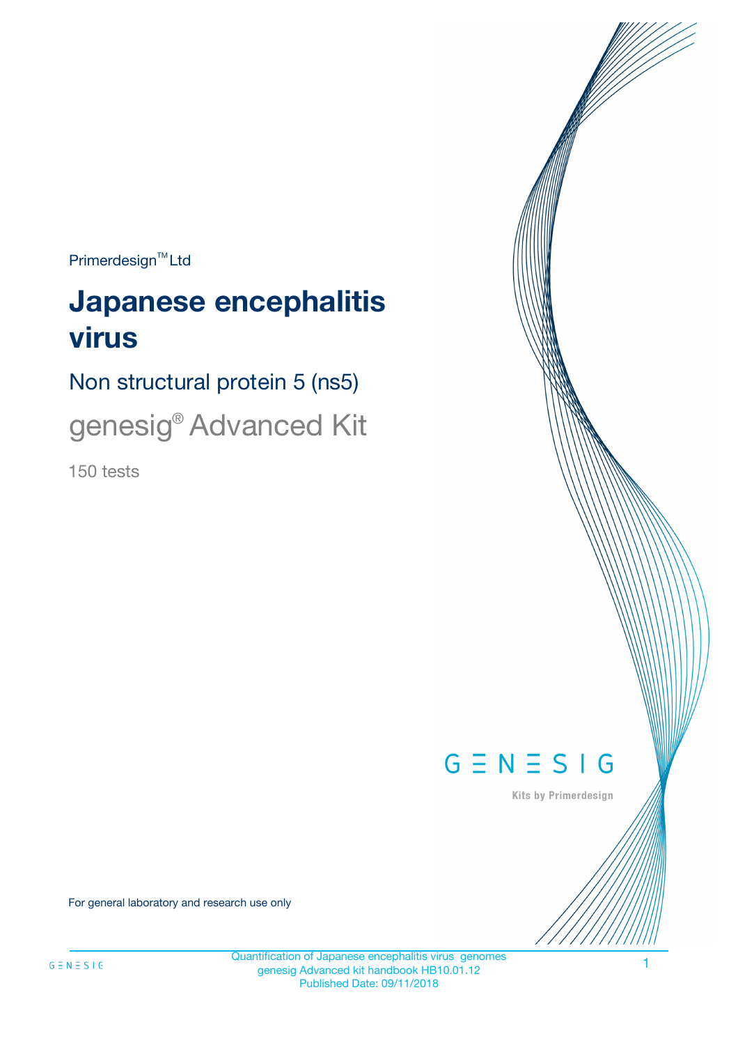Primerdesign™ Ltd

# Japanese encephalitis virus

## Non structural protein 5 (ns5)

## genesig® Advanced Kit

150 tests

GENESIG

Kits by Primerdesign

For general laboratory and research use only

Quantification of Japanese encephalitis virus genomes
genesig Advanced kit handbook HB10.01.12
Published Date: 09/11/2018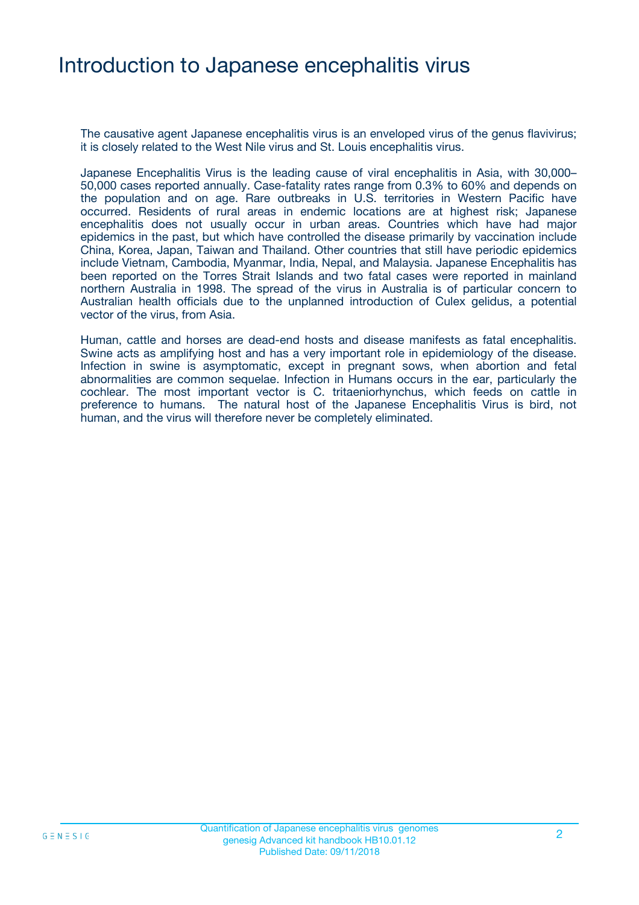# Introduction to Japanese encephalitis virus

The causative agent Japanese encephalitis virus is an enveloped virus of the genus flavivirus; it is closely related to the West Nile virus and St. Louis encephalitis virus.

Japanese Encephalitis Virus is the leading cause of viral encephalitis in Asia, with 30,000–50,000 cases reported annually. Case-fatality rates range from 0.3% to 60% and depends on the population and on age. Rare outbreaks in U.S. territories in Western Pacific have occurred. Residents of rural areas in endemic locations are at highest risk; Japanese encephalitis does not usually occur in urban areas. Countries which have had major epidemics in the past, but which have controlled the disease primarily by vaccination include China, Korea, Japan, Taiwan and Thailand. Other countries that still have periodic epidemics include Vietnam, Cambodia, Myanmar, India, Nepal, and Malaysia. Japanese Encephalitis has been reported on the Torres Strait Islands and two fatal cases were reported in mainland northern Australia in 1998. The spread of the virus in Australia is of particular concern to Australian health officials due to the unplanned introduction of Culex gelidus, a potential vector of the virus, from Asia.

Human, cattle and horses are dead-end hosts and disease manifests as fatal encephalitis. Swine acts as amplifying host and has a very important role in epidemiology of the disease. Infection in swine is asymptomatic, except in pregnant sows, when abortion and fetal abnormalities are common sequelae. Infection in Humans occurs in the ear, particularly the cochlear. The most important vector is C. tritaeniorhynchus, which feeds on cattle in preference to humans. The natural host of the Japanese Encephalitis Virus is bird, not human, and the virus will therefore never be completely eliminated.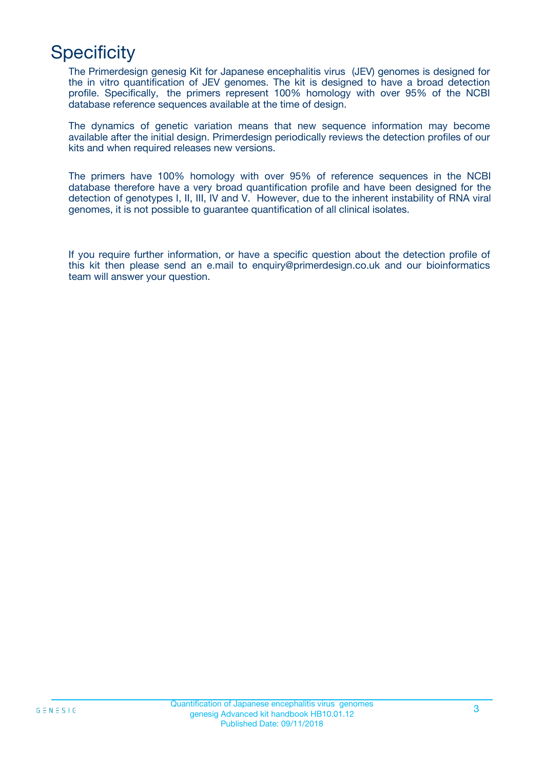# Specificity

The Primerdesign genesig Kit for Japanese encephalitis virus (JEV) genomes is designed for the in vitro quantification of JEV genomes. The kit is designed to have a broad detection profile. Specifically, the primers represent 100% homology with over 95% of the NCBI database reference sequences available at the time of design.

The dynamics of genetic variation means that new sequence information may become available after the initial design. Primerdesign periodically reviews the detection profiles of our kits and when required releases new versions.

The primers have 100% homology with over 95% of reference sequences in the NCBI database therefore have a very broad quantification profile and have been designed for the detection of genotypes I, II, III, IV and V. However, due to the inherent instability of RNA viral genomes, it is not possible to guarantee quantification of all clinical isolates.

If you require further information, or have a specific question about the detection profile of this kit then please send an e.mail to enquiry@primerdesign.co.uk and our bioinformatics team will answer your question.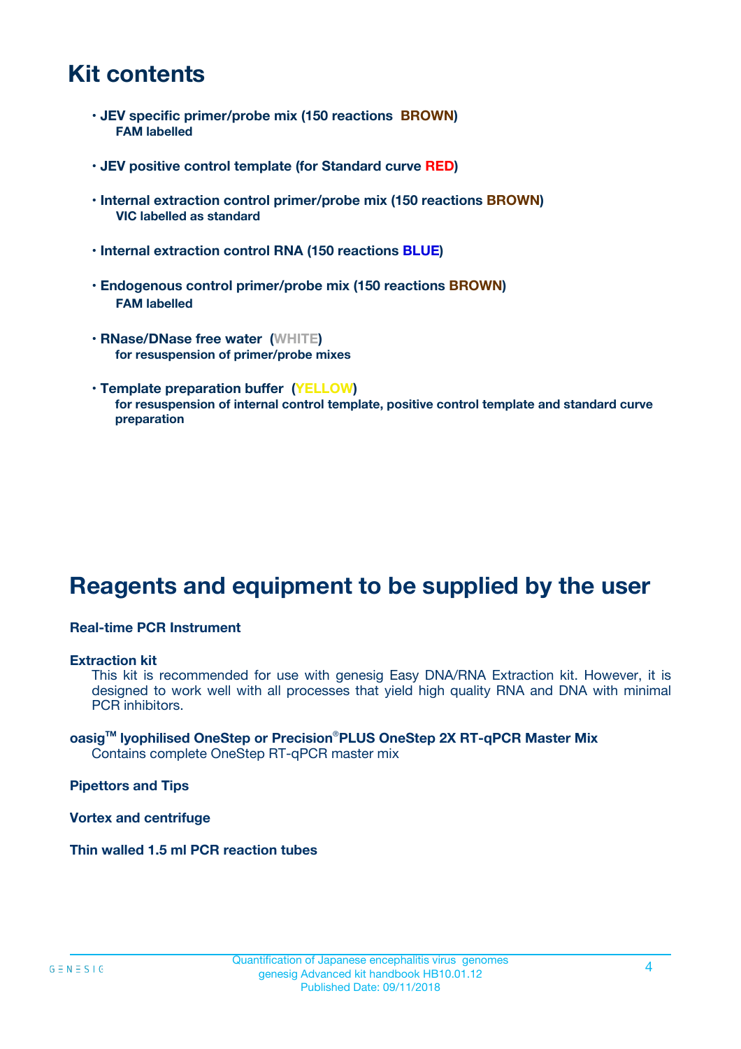# Kit contents

- **JEV specific primer/probe mix (150 reactions BROWN)**
  **FAM labelled**

- **JEV positive control template (for Standard curve RED)**

- **Internal extraction control primer/probe mix (150 reactions BROWN)**
  **VIC labelled as standard**

- **Internal extraction control RNA (150 reactions BLUE)**

- **Endogenous control primer/probe mix (150 reactions BROWN)**
  **FAM labelled**

- **RNase/DNase free water (WHITE)**
  **for resuspension of primer/probe mixes**

- **Template preparation buffer (YELLOW)**
  **for resuspension of internal control template, positive control template and standard curve preparation**

# Reagents and equipment to be supplied by the user

**Real-time PCR Instrument**

**Extraction kit**
This kit is recommended for use with genesig Easy DNA/RNA Extraction kit. However, it is designed to work well with all processes that yield high quality RNA and DNA with minimal PCR inhibitors.

**oasig™ lyophilised OneStep or Precision®PLUS OneStep 2X RT-qPCR Master Mix**
Contains complete OneStep RT-qPCR master mix

**Pipettors and Tips**

**Vortex and centrifuge**

**Thin walled 1.5 ml PCR reaction tubes**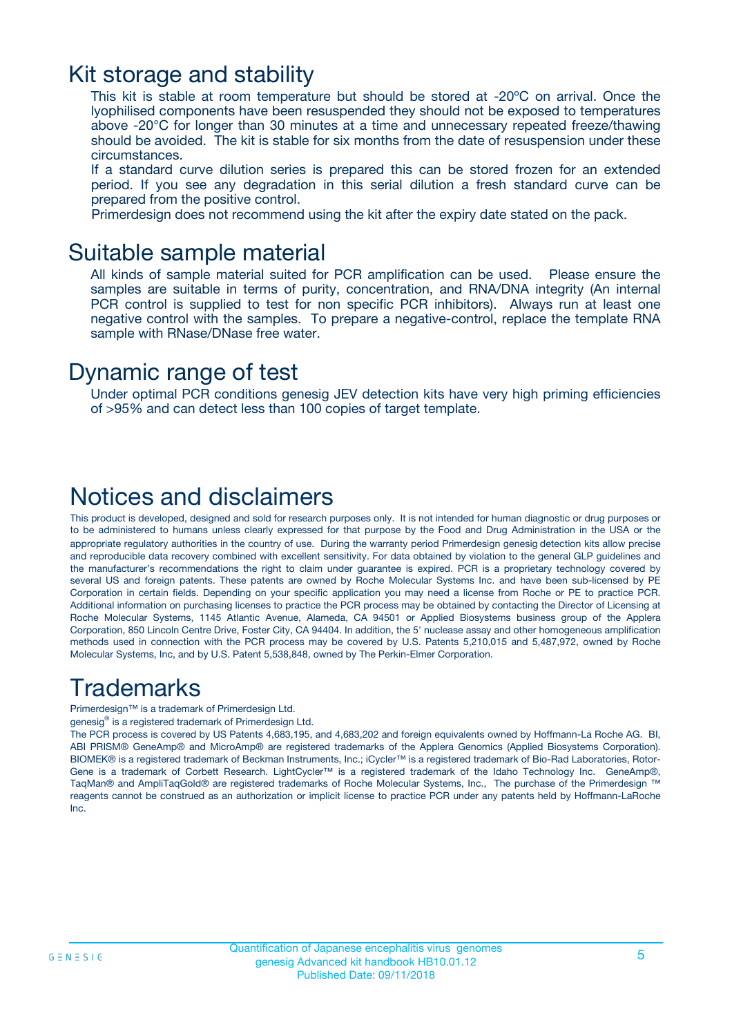## Kit storage and stability

This kit is stable at room temperature but should be stored at -20ºC on arrival. Once the lyophilised components have been resuspended they should not be exposed to temperatures above -20°C for longer than 30 minutes at a time and unnecessary repeated freeze/thawing should be avoided. The kit is stable for six months from the date of resuspension under these circumstances.

If a standard curve dilution series is prepared this can be stored frozen for an extended period. If you see any degradation in this serial dilution a fresh standard curve can be prepared from the positive control.

Primerdesign does not recommend using the kit after the expiry date stated on the pack.

## Suitable sample material

All kinds of sample material suited for PCR amplification can be used. Please ensure the samples are suitable in terms of purity, concentration, and RNA/DNA integrity (An internal PCR control is supplied to test for non specific PCR inhibitors). Always run at least one negative control with the samples. To prepare a negative-control, replace the template RNA sample with RNase/DNase free water.

## Dynamic range of test

Under optimal PCR conditions genesig JEV detection kits have very high priming efficiencies of >95% and can detect less than 100 copies of target template.

## Notices and disclaimers

This product is developed, designed and sold for research purposes only. It is not intended for human diagnostic or drug purposes or to be administered to humans unless clearly expressed for that purpose by the Food and Drug Administration in the USA or the appropriate regulatory authorities in the country of use. During the warranty period Primerdesign genesig detection kits allow precise and reproducible data recovery combined with excellent sensitivity. For data obtained by violation to the general GLP guidelines and the manufacturer's recommendations the right to claim under guarantee is expired. PCR is a proprietary technology covered by several US and foreign patents. These patents are owned by Roche Molecular Systems Inc. and have been sub-licensed by PE Corporation in certain fields. Depending on your specific application you may need a license from Roche or PE to practice PCR. Additional information on purchasing licenses to practice the PCR process may be obtained by contacting the Director of Licensing at Roche Molecular Systems, 1145 Atlantic Avenue, Alameda, CA 94501 or Applied Biosystems business group of the Applera Corporation, 850 Lincoln Centre Drive, Foster City, CA 94404. In addition, the 5' nuclease assay and other homogeneous amplification methods used in connection with the PCR process may be covered by U.S. Patents 5,210,015 and 5,487,972, owned by Roche Molecular Systems, Inc, and by U.S. Patent 5,538,848, owned by The Perkin-Elmer Corporation.

## Trademarks

Primerdesign™ is a trademark of Primerdesign Ltd.

genesig® is a registered trademark of Primerdesign Ltd.

The PCR process is covered by US Patents 4,683,195, and 4,683,202 and foreign equivalents owned by Hoffmann-La Roche AG. BI, ABI PRISM® GeneAmp® and MicroAmp® are registered trademarks of the Applera Genomics (Applied Biosystems Corporation). BIOMEK® is a registered trademark of Beckman Instruments, Inc.; iCycler™ is a registered trademark of Bio-Rad Laboratories, Rotor-Gene is a trademark of Corbett Research. LightCycler™ is a registered trademark of the Idaho Technology Inc. GeneAmp®, TaqMan® and AmpliTaqGold® are registered trademarks of Roche Molecular Systems, Inc., The purchase of the Primerdesign ™ reagents cannot be construed as an authorization or implicit license to practice PCR under any patents held by Hoffmann-LaRoche Inc.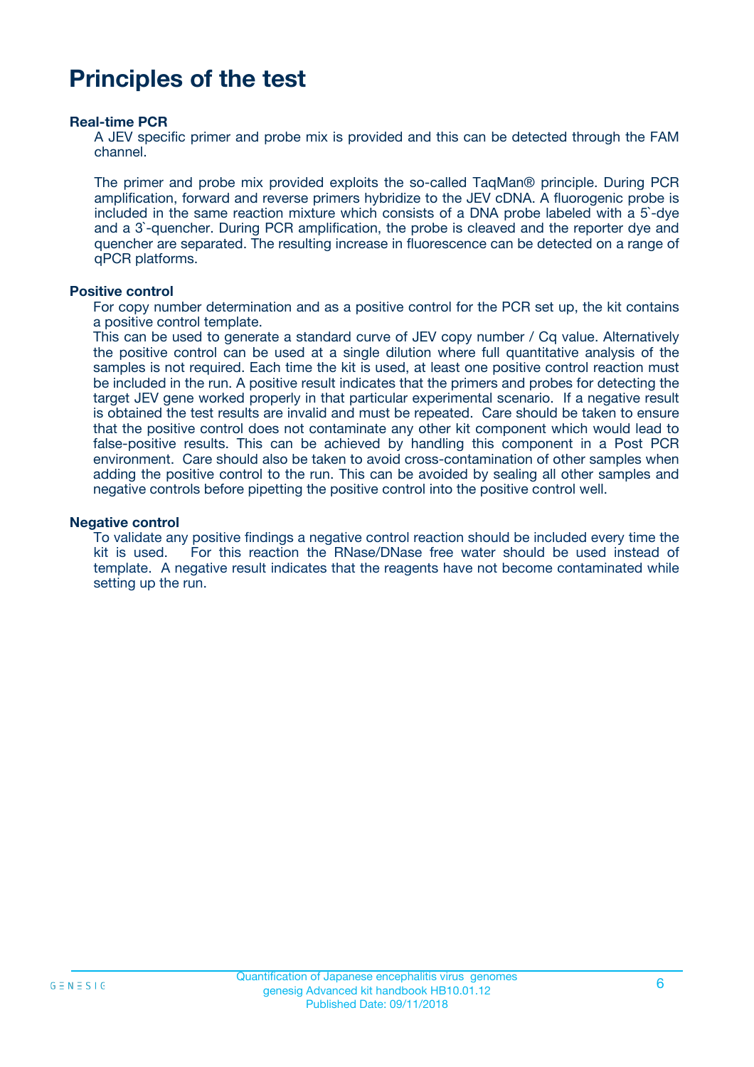# Principles of the test

**Real-time PCR**

A JEV specific primer and probe mix is provided and this can be detected through the FAM channel.

The primer and probe mix provided exploits the so-called TaqMan® principle. During PCR amplification, forward and reverse primers hybridize to the JEV cDNA. A fluorogenic probe is included in the same reaction mixture which consists of a DNA probe labeled with a 5`-dye and a 3`-quencher. During PCR amplification, the probe is cleaved and the reporter dye and quencher are separated. The resulting increase in fluorescence can be detected on a range of qPCR platforms.

**Positive control**

For copy number determination and as a positive control for the PCR set up, the kit contains a positive control template.
This can be used to generate a standard curve of JEV copy number / Cq value. Alternatively the positive control can be used at a single dilution where full quantitative analysis of the samples is not required. Each time the kit is used, at least one positive control reaction must be included in the run. A positive result indicates that the primers and probes for detecting the target JEV gene worked properly in that particular experimental scenario. If a negative result is obtained the test results are invalid and must be repeated. Care should be taken to ensure that the positive control does not contaminate any other kit component which would lead to false-positive results. This can be achieved by handling this component in a Post PCR environment. Care should also be taken to avoid cross-contamination of other samples when adding the positive control to the run. This can be avoided by sealing all other samples and negative controls before pipetting the positive control into the positive control well.

**Negative control**

To validate any positive findings a negative control reaction should be included every time the kit is used. For this reaction the RNase/DNase free water should be used instead of template. A negative result indicates that the reagents have not become contaminated while setting up the run.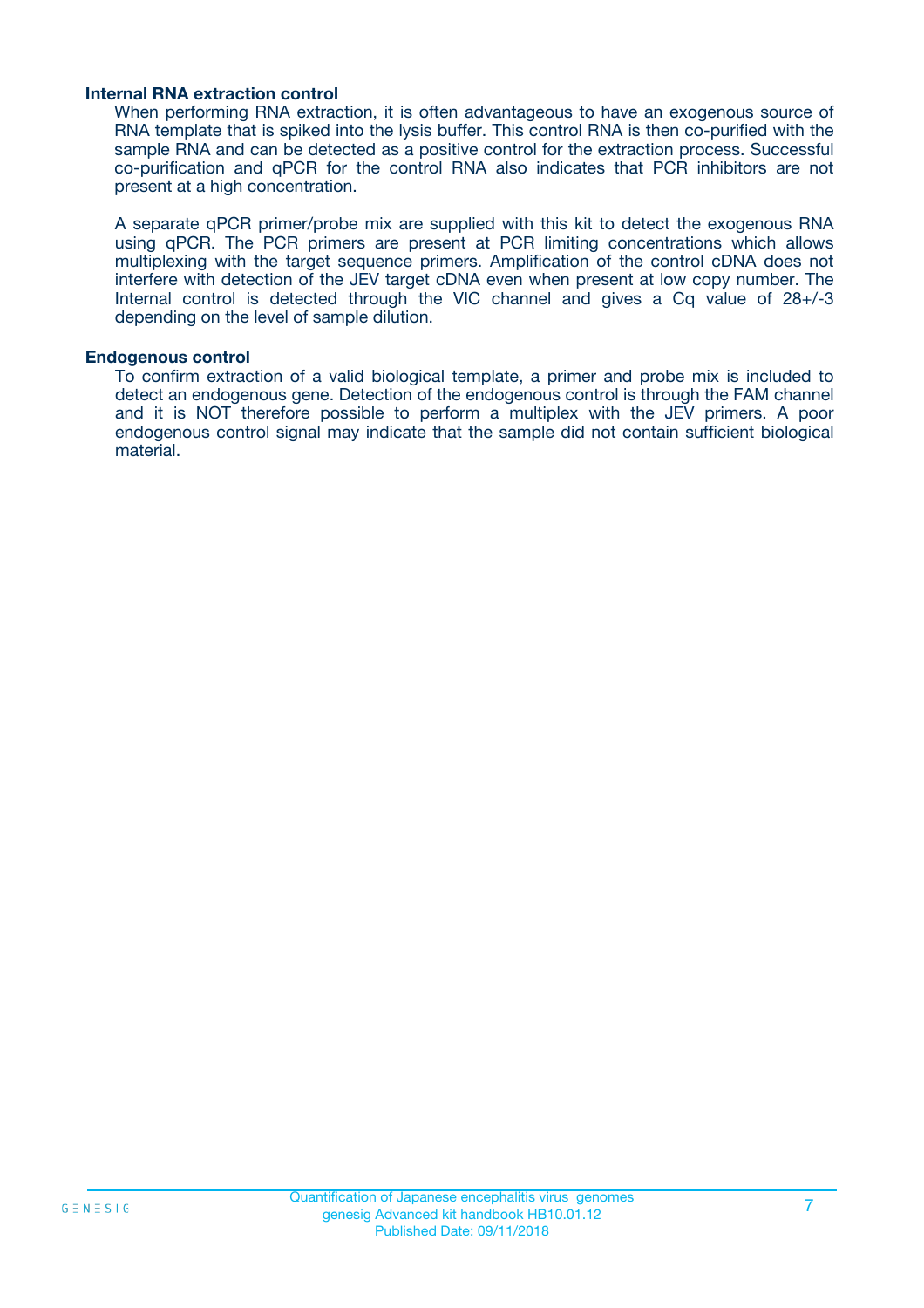**Internal RNA extraction control**

When performing RNA extraction, it is often advantageous to have an exogenous source of RNA template that is spiked into the lysis buffer. This control RNA is then co-purified with the sample RNA and can be detected as a positive control for the extraction process. Successful co-purification and qPCR for the control RNA also indicates that PCR inhibitors are not present at a high concentration.

A separate qPCR primer/probe mix are supplied with this kit to detect the exogenous RNA using qPCR. The PCR primers are present at PCR limiting concentrations which allows multiplexing with the target sequence primers. Amplification of the control cDNA does not interfere with detection of the JEV target cDNA even when present at low copy number. The Internal control is detected through the VIC channel and gives a Cq value of 28+/-3 depending on the level of sample dilution.

**Endogenous control**

To confirm extraction of a valid biological template, a primer and probe mix is included to detect an endogenous gene. Detection of the endogenous control is through the FAM channel and it is NOT therefore possible to perform a multiplex with the JEV primers. A poor endogenous control signal may indicate that the sample did not contain sufficient biological material.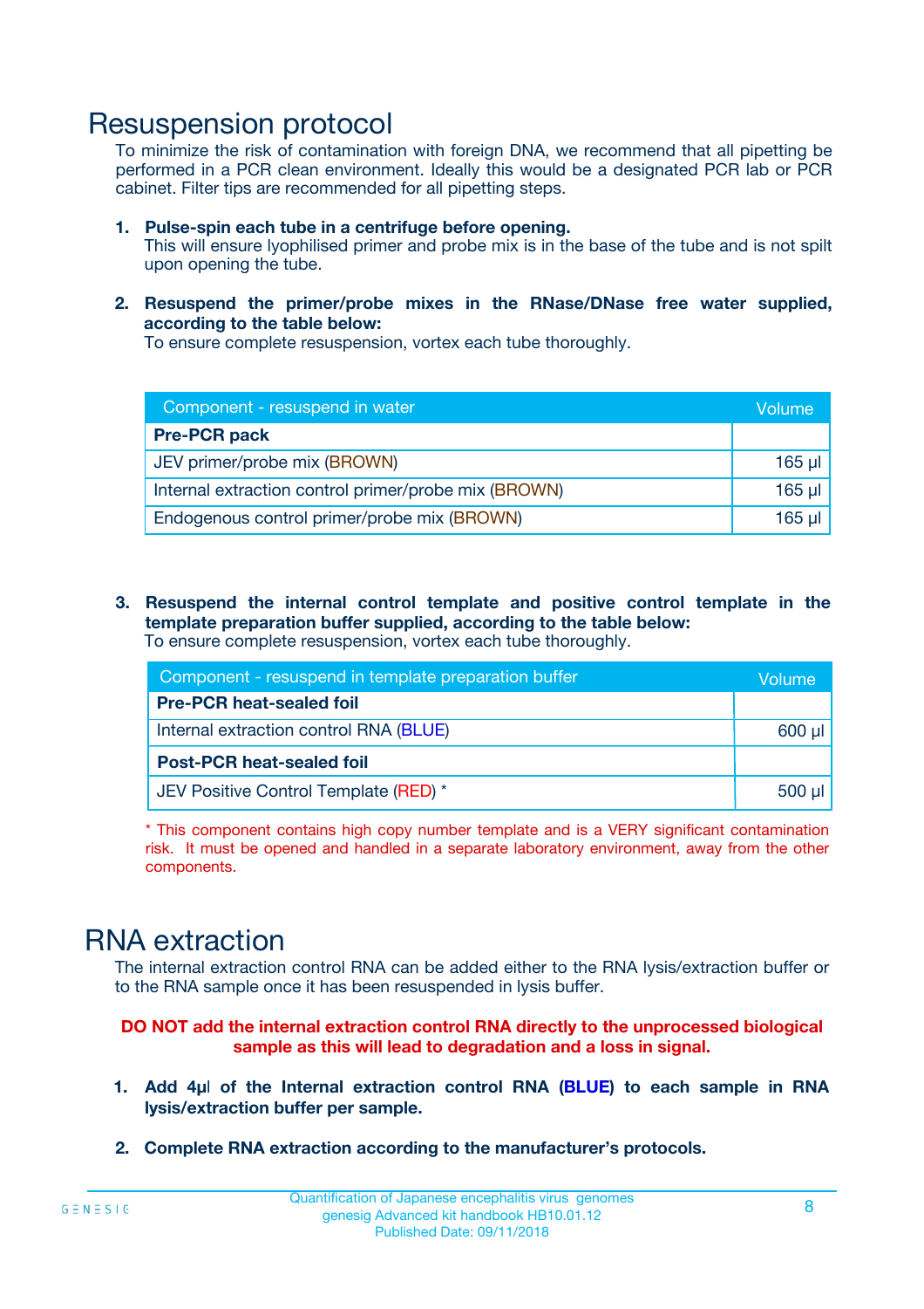# Resuspension protocol

To minimize the risk of contamination with foreign DNA, we recommend that all pipetting be performed in a PCR clean environment. Ideally this would be a designated PCR lab or PCR cabinet. Filter tips are recommended for all pipetting steps.

1. **Pulse-spin each tube in a centrifuge before opening.**
   This will ensure lyophilised primer and probe mix is in the base of the tube and is not spilt upon opening the tube.

2. **Resuspend the primer/probe mixes in the RNase/DNase free water supplied, according to the table below:**
   To ensure complete resuspension, vortex each tube thoroughly.

| Component - resuspend in water | Volume |
|---|---|
| **Pre-PCR pack** | |
| JEV primer/probe mix (BROWN) | 165 µl |
| Internal extraction control primer/probe mix (BROWN) | 165 µl |
| Endogenous control primer/probe mix (BROWN) | 165 µl |

3. **Resuspend the internal control template and positive control template in the template preparation buffer supplied, according to the table below:**
   To ensure complete resuspension, vortex each tube thoroughly.

| Component - resuspend in template preparation buffer | Volume |
|---|---|
| **Pre-PCR heat-sealed foil** | |
| Internal extraction control RNA (BLUE) | 600 µl |
| **Post-PCR heat-sealed foil** | |
| JEV Positive Control Template (RED) * | 500 µl |

* This component contains high copy number template and is a VERY significant contamination risk. It must be opened and handled in a separate laboratory environment, away from the other components.

# RNA extraction

The internal extraction control RNA can be added either to the RNA lysis/extraction buffer or to the RNA sample once it has been resuspended in lysis buffer.

**DO NOT add the internal extraction control RNA directly to the unprocessed biological sample as this will lead to degradation and a loss in signal.**

1. **Add 4µl of the Internal extraction control RNA (BLUE) to each sample in RNA lysis/extraction buffer per sample.**

2. **Complete RNA extraction according to the manufacturer's protocols.**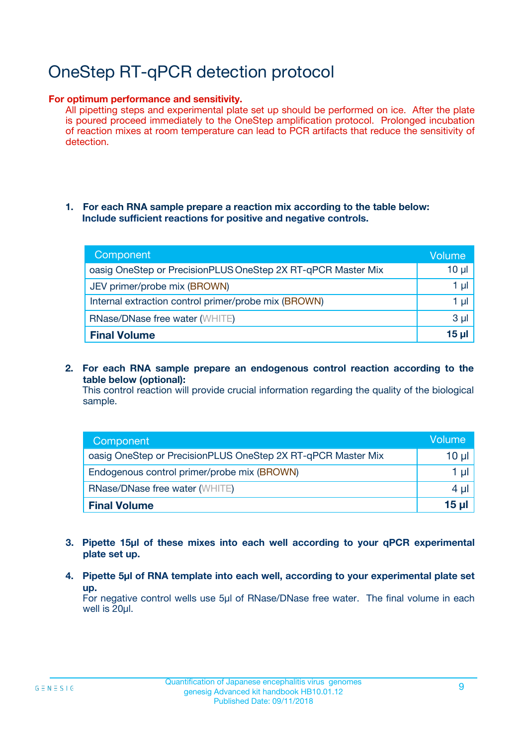# OneStep RT-qPCR detection protocol

**For optimum performance and sensitivity.**
All pipetting steps and experimental plate set up should be performed on ice. After the plate is poured proceed immediately to the OneStep amplification protocol. Prolonged incubation of reaction mixes at room temperature can lead to PCR artifacts that reduce the sensitivity of detection.

1. **For each RNA sample prepare a reaction mix according to the table below: Include sufficient reactions for positive and negative controls.**

| Component | Volume |
|---|---|
| oasig OneStep or PrecisionPLUS OneStep 2X RT-qPCR Master Mix | 10 µl |
| JEV primer/probe mix (BROWN) | 1 µl |
| Internal extraction control primer/probe mix (BROWN) | 1 µl |
| RNase/DNase free water (WHITE) | 3 µl |
| **Final Volume** | **15 µl** |

2. **For each RNA sample prepare an endogenous control reaction according to the table below (optional):**
   This control reaction will provide crucial information regarding the quality of the biological sample.

| Component | Volume |
|---|---|
| oasig OneStep or PrecisionPLUS OneStep 2X RT-qPCR Master Mix | 10 µl |
| Endogenous control primer/probe mix (BROWN) | 1 µl |
| RNase/DNase free water (WHITE) | 4 µl |
| **Final Volume** | **15 µl** |

3. **Pipette 15µl of these mixes into each well according to your qPCR experimental plate set up.**

4. **Pipette 5µl of RNA template into each well, according to your experimental plate set up.**
   For negative control wells use 5µl of RNase/DNase free water. The final volume in each well is 20µl.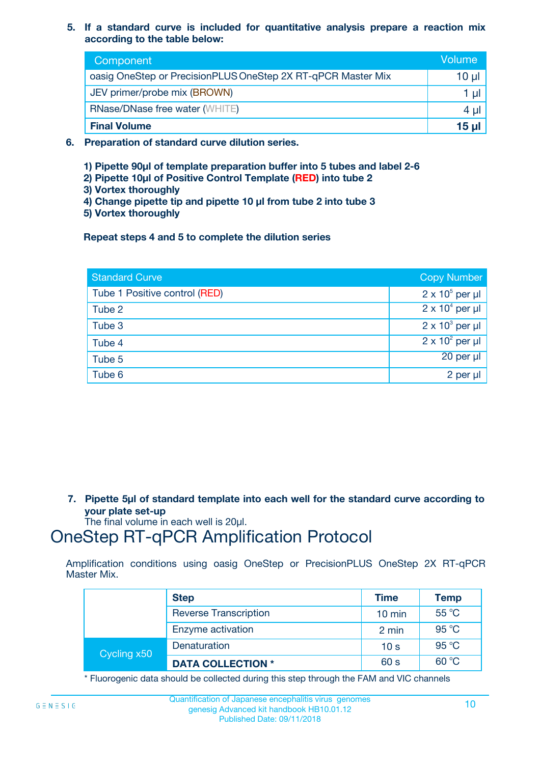**5. If a standard curve is included for quantitative analysis prepare a reaction mix according to the table below:**

| Component | Volume |
|---|---|
| oasig OneStep or PrecisionPLUS OneStep 2X RT-qPCR Master Mix | 10 µl |
| JEV primer/probe mix (BROWN) | 1 µl |
| RNase/DNase free water (WHITE) | 4 µl |
| **Final Volume** | **15 µl** |

**6. Preparation of standard curve dilution series.**

**1) Pipette 90µl of template preparation buffer into 5 tubes and label 2-6**
**2) Pipette 10µl of Positive Control Template (RED) into tube 2**
**3) Vortex thoroughly**
**4) Change pipette tip and pipette 10 µl from tube 2 into tube 3**
**5) Vortex thoroughly**

**Repeat steps 4 and 5 to complete the dilution series**

| Standard Curve | Copy Number |
|---|---|
| Tube 1 Positive control (RED) | $2 \times 10^5$ per µl |
| Tube 2 | $2 \times 10^4$ per µl |
| Tube 3 | $2 \times 10^3$ per µl |
| Tube 4 | $2 \times 10^2$ per µl |
| Tube 5 | 20 per µl |
| Tube 6 | 2 per µl |

**7. Pipette 5µl of standard template into each well for the standard curve according to your plate set-up**
The final volume in each well is 20µl.

# OneStep RT-qPCR Amplification Protocol

Amplification conditions using oasig OneStep or PrecisionPLUS OneStep 2X RT-qPCR Master Mix.

| | Step | Time | Temp |
|---|---|---|---|
| | Reverse Transcription | 10 min | 55 °C |
| | Enzyme activation | 2 min | 95 °C |
| Cycling x50 | Denaturation | 10 s | 95 °C |
| | **DATA COLLECTION *** | 60 s | 60 °C |

* Fluorogenic data should be collected during this step through the FAM and VIC channels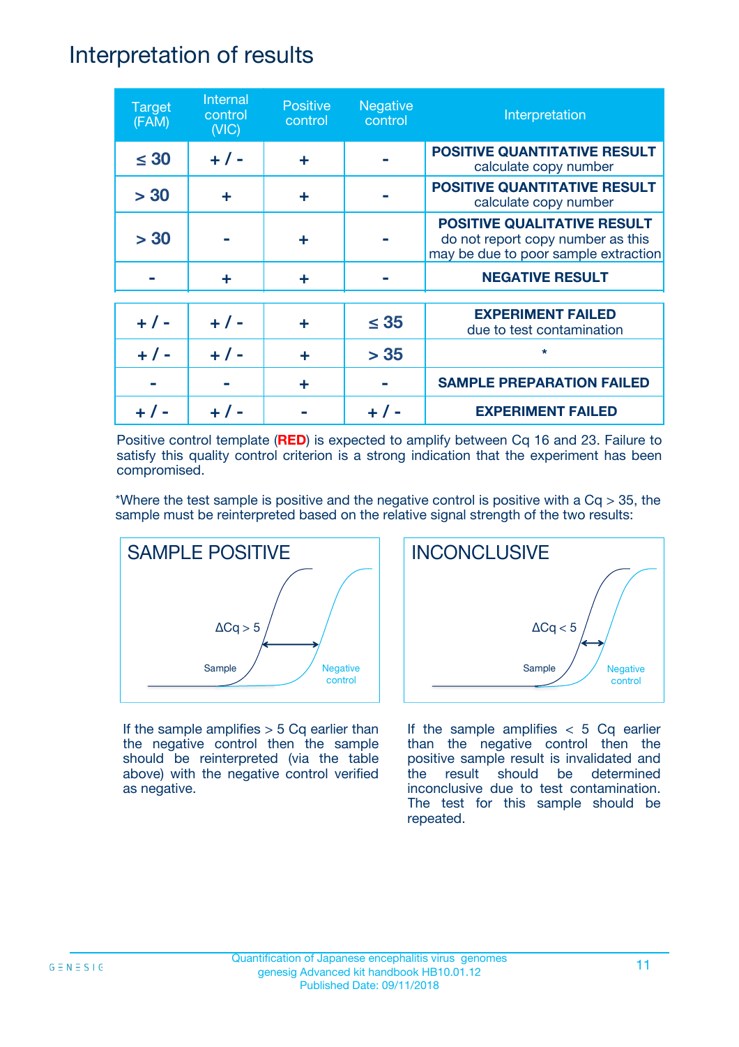# Interpretation of results

| Target (FAM) | Internal control (VIC) | Positive control | Negative control | Interpretation |
|---|---|---|---|---|
| ≤ 30 | + / - | + | - | **POSITIVE QUANTITATIVE RESULT** calculate copy number |
| > 30 | + | + | - | **POSITIVE QUANTITATIVE RESULT** calculate copy number |
| > 30 | - | + | - | **POSITIVE QUALITATIVE RESULT** do not report copy number as this may be due to poor sample extraction |
| - | + | + | - | **NEGATIVE RESULT** |
| + / - | + / - | + | ≤ 35 | **EXPERIMENT FAILED** due to test contamination |
| + / - | + / - | + | > 35 | * |
| - | - | + | - | **SAMPLE PREPARATION FAILED** |
| + / - | + / - | - | + / - | **EXPERIMENT FAILED** |

Positive control template (**RED**) is expected to amplify between Cq 16 and 23. Failure to satisfy this quality control criterion is a strong indication that the experiment has been compromised.

*Where the test sample is positive and the negative control is positive with a Cq > 35, the sample must be reinterpreted based on the relative signal strength of the two results:

**SAMPLE POSITIVE**

ΔCq > 5

Sample — Negative control

If the sample amplifies > 5 Cq earlier than the negative control then the sample should be reinterpreted (via the table above) with the negative control verified as negative.

**INCONCLUSIVE**

ΔCq < 5

Sample — Negative control

If the sample amplifies < 5 Cq earlier than the negative control then the positive sample result is invalidated and the result should be determined inconclusive due to test contamination. The test for this sample should be repeated.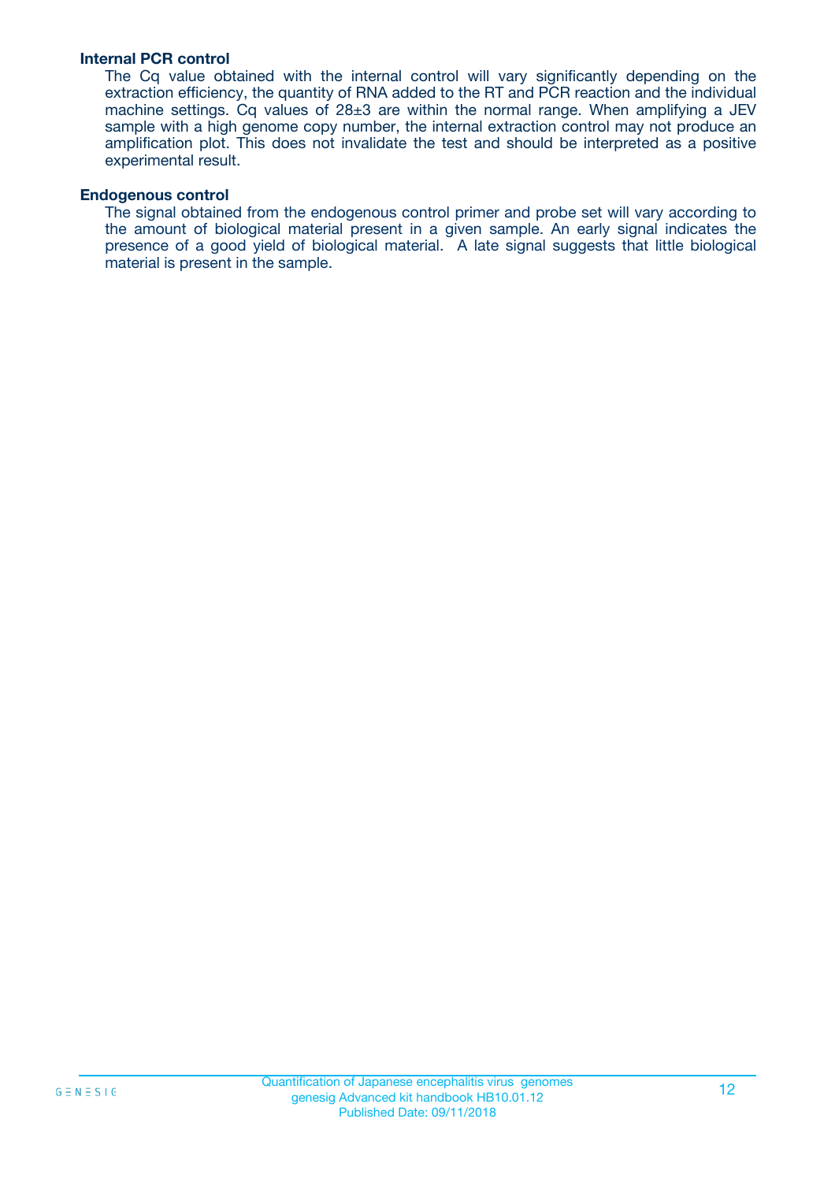### Internal PCR control

The Cq value obtained with the internal control will vary significantly depending on the extraction efficiency, the quantity of RNA added to the RT and PCR reaction and the individual machine settings. Cq values of 28±3 are within the normal range. When amplifying a JEV sample with a high genome copy number, the internal extraction control may not produce an amplification plot. This does not invalidate the test and should be interpreted as a positive experimental result.

### Endogenous control

The signal obtained from the endogenous control primer and probe set will vary according to the amount of biological material present in a given sample. An early signal indicates the presence of a good yield of biological material. A late signal suggests that little biological material is present in the sample.